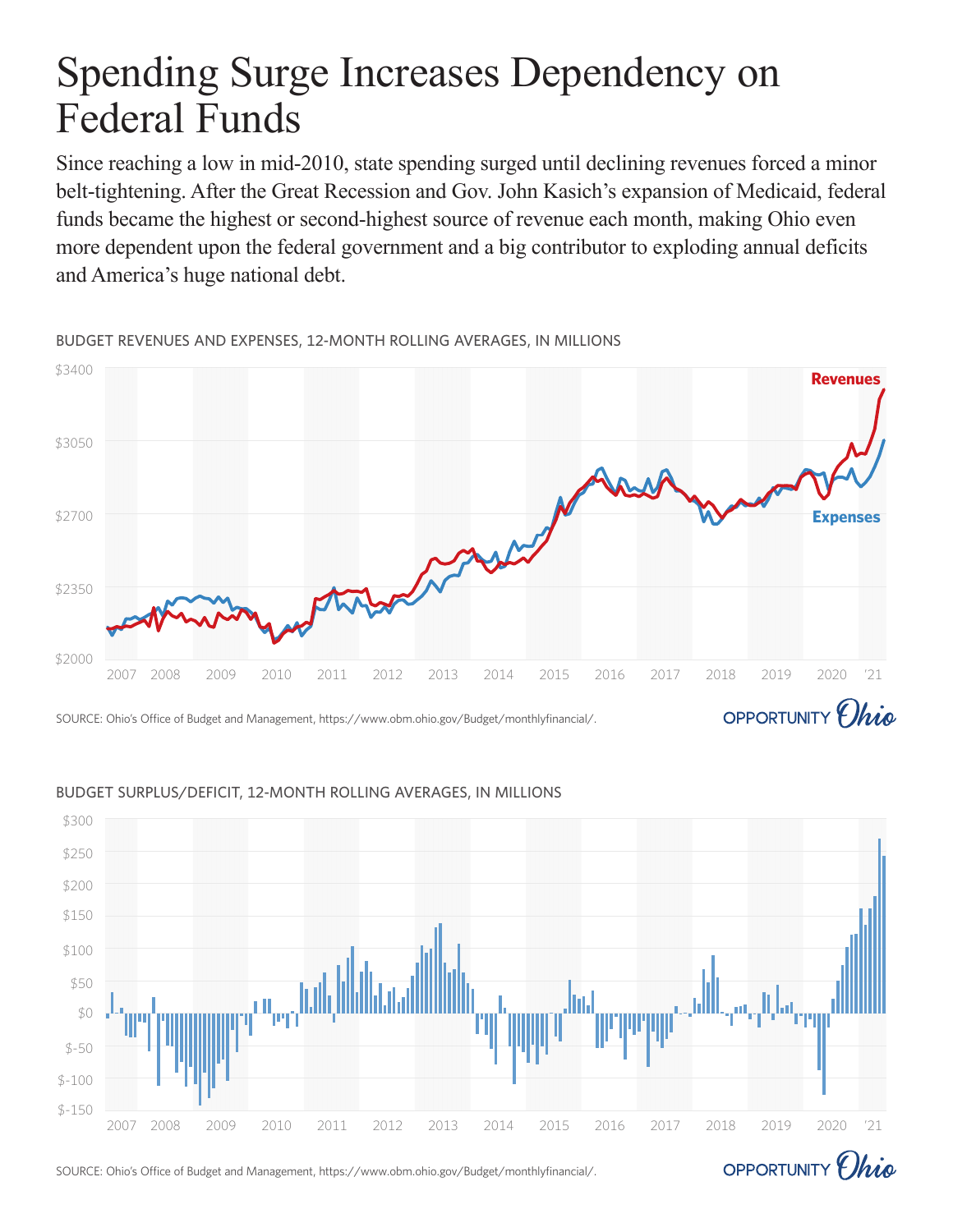# Spending Surge Increases Dependency on Federal Funds

Since reaching a low in mid-2010, state spending surged until declining revenues forced a minor belt-tightening. After the Great Recession and Gov. John Kasich's expansion of Medicaid, federal funds became the highest or second-highest source of revenue each month, making Ohio even more dependent upon the federal government and a big contributor to exploding annual deficits and America's huge national debt.

BUDGET REVENUES AND EXPENSES, 12-MONTH ROLLING AVERAGES, IN MILLIONS

SOURCE: Ohio's Office of Budget and Management, https://www.obm.ohio.gov/Budget/monthlyfinancial/.

BUDGET SURPLUS/DEFICIT, 12-MONTH ROLLING AVERAGES, IN MILLIONS

SOURCE: Ohio's Office of Budget and Management, https://www.obm.ohio.gov/Budget/monthlyfinancial/.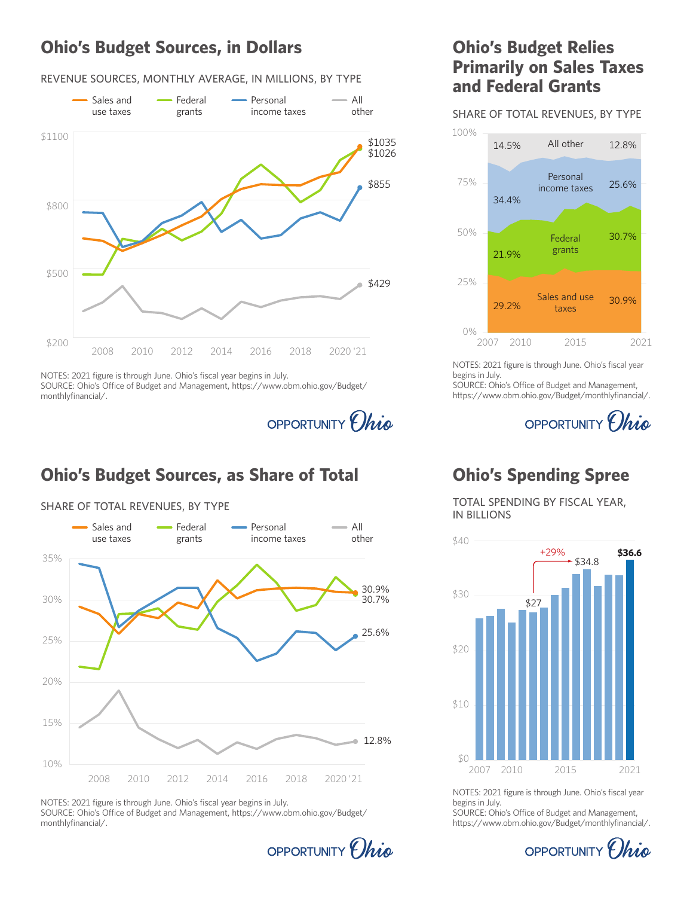## Ohio's Budget Sources, in Dollars

REVENUE SOURCES, MONTHLY AVERAGE, IN MILLIONS, BY TYPE

Sales and use taxes
Federal grants
Personal income taxes
All other

$1100
$800
$500
$200

2008
2010
2012
2014
2016
2018
2020 '21

$1035
$1026
$855
$429

NOTES: 2021 figure is through June. Ohio's fiscal year begins in July.
SOURCE: Ohio's Office of Budget and Management, https://www.obm.ohio.gov/Budget/monthlyfinancial/.

OPPORTUNITY *Ohio*

## Ohio's Budget Relies Primarily on Sales Taxes and Federal Grants

SHARE OF TOTAL REVENUES, BY TYPE

100%
75%
50%
25%
0%

2007
2010
2015
2021

All other
14.5%
12.8%

Personal income taxes
34.4%
25.6%

Federal grants
21.9%
30.7%

Sales and use taxes
29.2%
30.9%

NOTES: 2021 figure is through June. Ohio's fiscal year begins in July.
SOURCE: Ohio's Office of Budget and Management, https://www.obm.ohio.gov/Budget/monthlyfinancial/.

OPPORTUNITY *Ohio*

## Ohio's Budget Sources, as Share of Total

SHARE OF TOTAL REVENUES, BY TYPE

Sales and use taxes
Federal grants
Personal income taxes
All other

35%
30%
25%
20%
15%
10%

2008
2010
2012
2014
2016
2018
2020 '21

30.9%
30.7%
25.6%
12.8%

NOTES: 2021 figure is through June. Ohio's fiscal year begins in July.
SOURCE: Ohio's Office of Budget and Management, https://www.obm.ohio.gov/Budget/monthlyfinancial/.

OPPORTUNITY *Ohio*

## Ohio's Spending Spree

TOTAL SPENDING BY FISCAL YEAR, IN BILLIONS

$40
$30
$20
$10
$0

2007
2010
2015
2021

+29%
$27
$34.8
**$36.6**

NOTES: 2021 figure is through June. Ohio's fiscal year begins in July.
SOURCE: Ohio's Office of Budget and Management, https://www.obm.ohio.gov/Budget/monthlyfinancial/.

OPPORTUNITY *Ohio*